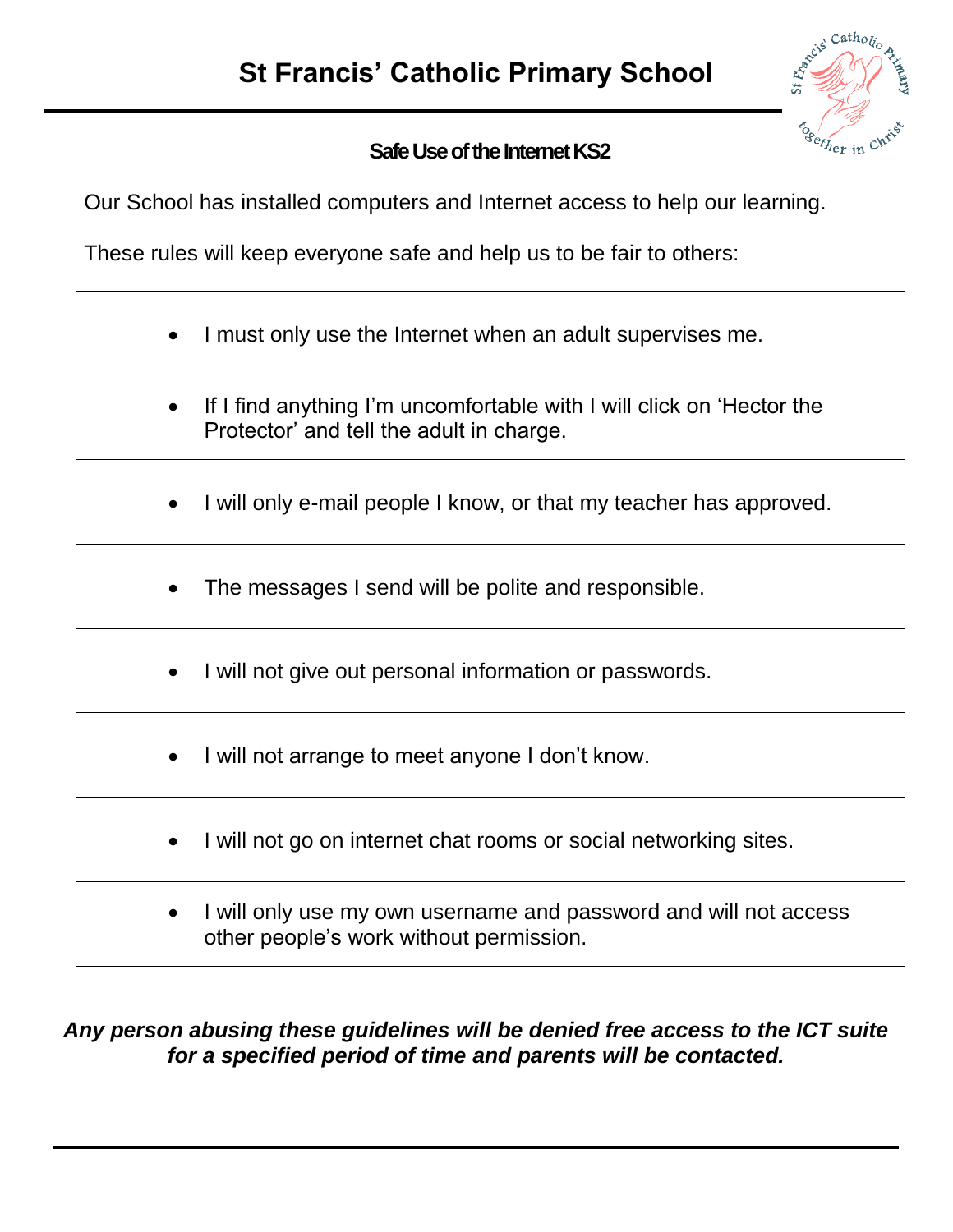# St Francis' Catholic Primary School

## Safe Use of the Internet KS2

Our School has installed computers and Internet access to help our learning.

These rules will keep everyone safe and help us to be fair to others:

- I must only use the Internet when an adult supervises me.
- If I find anything I'm uncomfortable with I will click on 'Hector the Protector' and tell the adult in charge.
- I will only e-mail people I know, or that my teacher has approved.
- The messages I send will be polite and responsible.
- I will not give out personal information or passwords.
- I will not arrange to meet anyone I don't know.
- I will not go on internet chat rooms or social networking sites.
- I will only use my own username and password and will not access other people's work without permission.

***Any person abusing these guidelines will be denied free access to the ICT suite for a specified period of time and parents will be contacted.***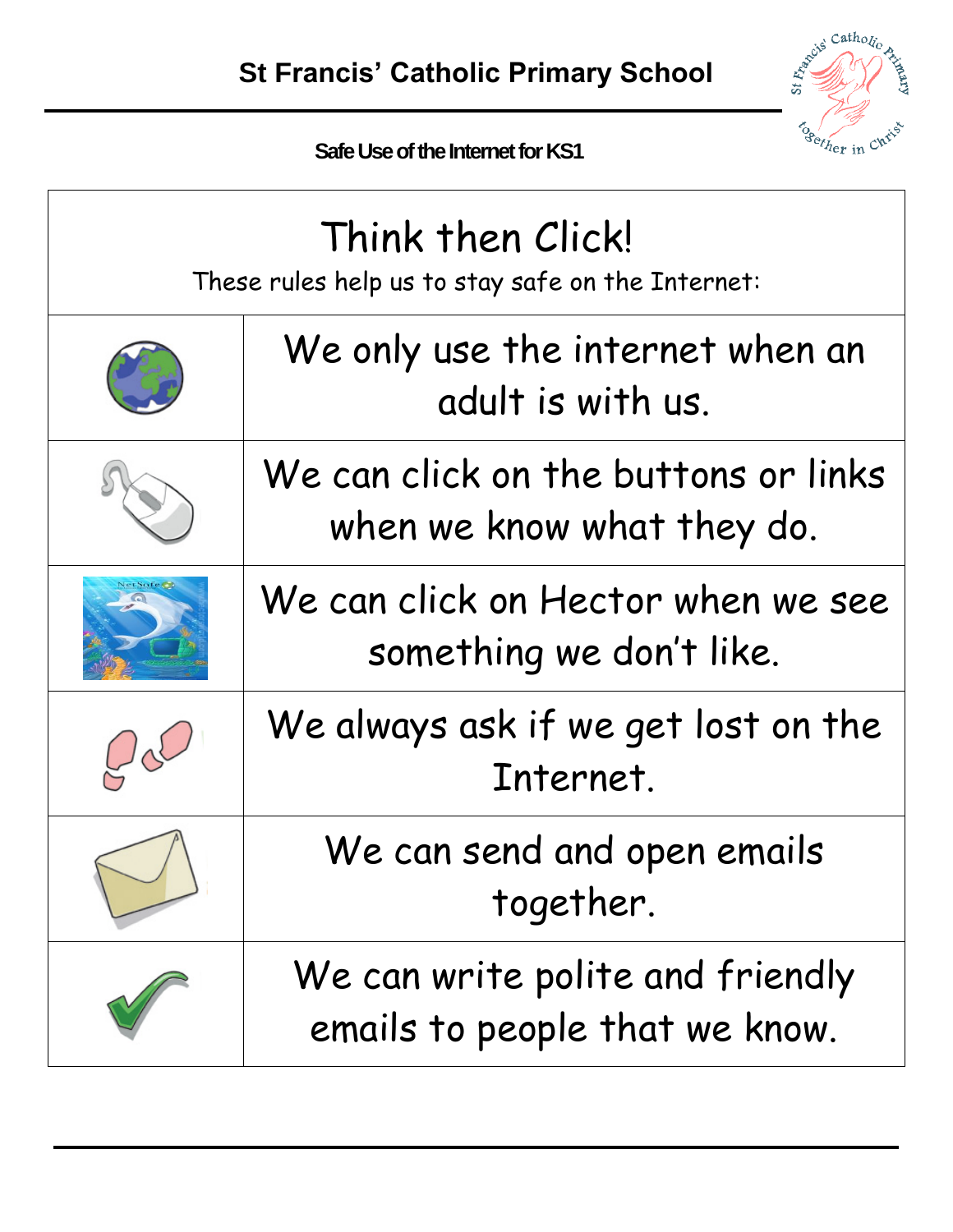# St Francis' Catholic Primary School

**Safe Use of the Internet for KS1**

## Think then Click!

These rules help us to stay safe on the Internet:

| | |
|---|---|
| | We only use the internet when an adult is with us. |
| | We can click on the buttons or links when we know what they do. |
| | We can click on Hector when we see something we don't like. |
| | We always ask if we get lost on the Internet. |
| | We can send and open emails together. |
| | We can write polite and friendly emails to people that we know. |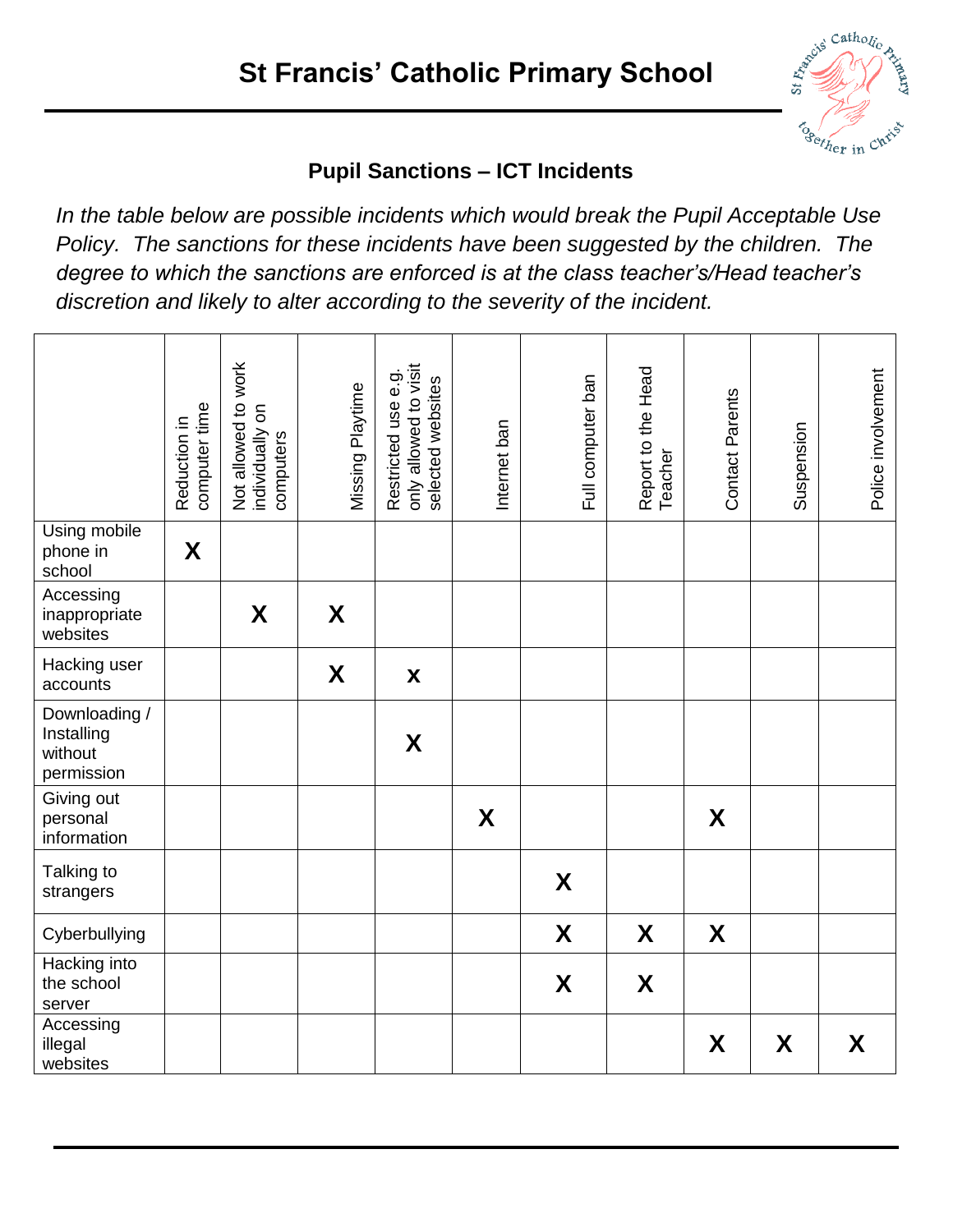// St Francis' Catholic Primary School

## Pupil Sanctions – ICT Incidents

*In the table below are possible incidents which would break the Pupil Acceptable Use Policy. The sanctions for these incidents have been suggested by the children. The degree to which the sanctions are enforced is at the class teacher's/Head teacher's discretion and likely to alter according to the severity of the incident.*

| | Reduction in computer time | Not allowed to work individually on computers | Missing Playtime | Restricted use e.g. only allowed to visit selected websites | Internet ban | Full computer ban | Report to the Head Teacher | Contact Parents | Suspension | Police involvement |
|---|---|---|---|---|---|---|---|---|---|---|
| Using mobile phone in school | X | | | | | | | | | |
| Accessing inappropriate websites | | X | X | | | | | | | |
| Hacking user accounts | | | X | x | | | | | | |
| Downloading / Installing without permission | | | | X | | | | | | |
| Giving out personal information | | | | | X | | | X | | |
| Talking to strangers | | | | | | X | | | | |
| Cyberbullying | | | | | | X | X | X | | |
| Hacking into the school server | | | | | | X | X | | | |
| Accessing illegal websites | | | | | | | | X | X | X |